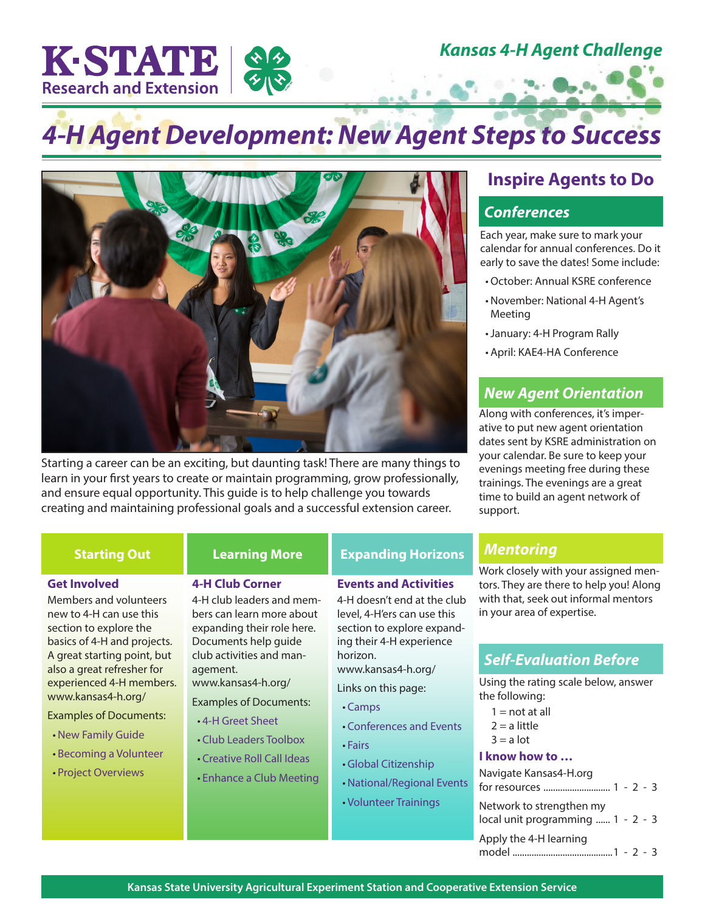K·STATE Research and Extension

*Kansas 4-H Agent Challenge*

# *4-H Agent Development: New Agent Steps to Success*

Starting a career can be an exciting, but daunting task! There are many things to learn in your first years to create or maintain programming, grow professionally, and ensure equal opportunity. This guide is to help challenge you towards creating and maintaining professional goals and a successful extension career.

## Starting Out

### Get Involved

Members and volunteers new to 4-H can use this section to explore the basics of 4-H and projects. A great starting point, but also a great refresher for experienced 4-H members. www.kansas4-h.org/

Examples of Documents:

- New Family Guide
- Becoming a Volunteer
- Project Overviews

## Learning More

### 4-H Club Corner

4-H club leaders and members can learn more about expanding their role here. Documents help guide club activities and management. www.kansas4-h.org/

Examples of Documents:

- 4-H Greet Sheet
- Club Leaders Toolbox
- Creative Roll Call Ideas
- Enhance a Club Meeting

## Expanding Horizons

### Events and Activities

4-H doesn't end at the club level, 4-H'ers can use this section to explore expanding their 4-H experience horizon. www.kansas4-h.org/

Links on this page:

- Camps
- Conferences and Events
- Fairs
- Global Citizenship
- National/Regional Events
- Volunteer Trainings

## Inspire Agents to Do

### *Conferences*

Each year, make sure to mark your calendar for annual conferences. Do it early to save the dates! Some include:

- October: Annual KSRE conference
- November: National 4-H Agent's Meeting
- January: 4-H Program Rally
- April: KAE4-HA Conference

### *New Agent Orientation*

Along with conferences, it's imperative to put new agent orientation dates sent by KSRE administration on your calendar. Be sure to keep your evenings meeting free during these trainings. The evenings are a great time to build an agent network of support.

### *Mentoring*

Work closely with your assigned mentors. They are there to help you! Along with that, seek out informal mentors in your area of expertise.

### *Self-Evaluation Before*

Using the rating scale below, answer the following:

1 = not at all
2 = a little
3 = a lot

**I know how to …**

Navigate Kansas4-H.org for resources ............................ 1 - 2 - 3

Network to strengthen my local unit programming ...... 1 - 2 - 3

Apply the 4-H learning model ..........................................1 - 2 - 3

Kansas State University Agricultural Experiment Station and Cooperative Extension Service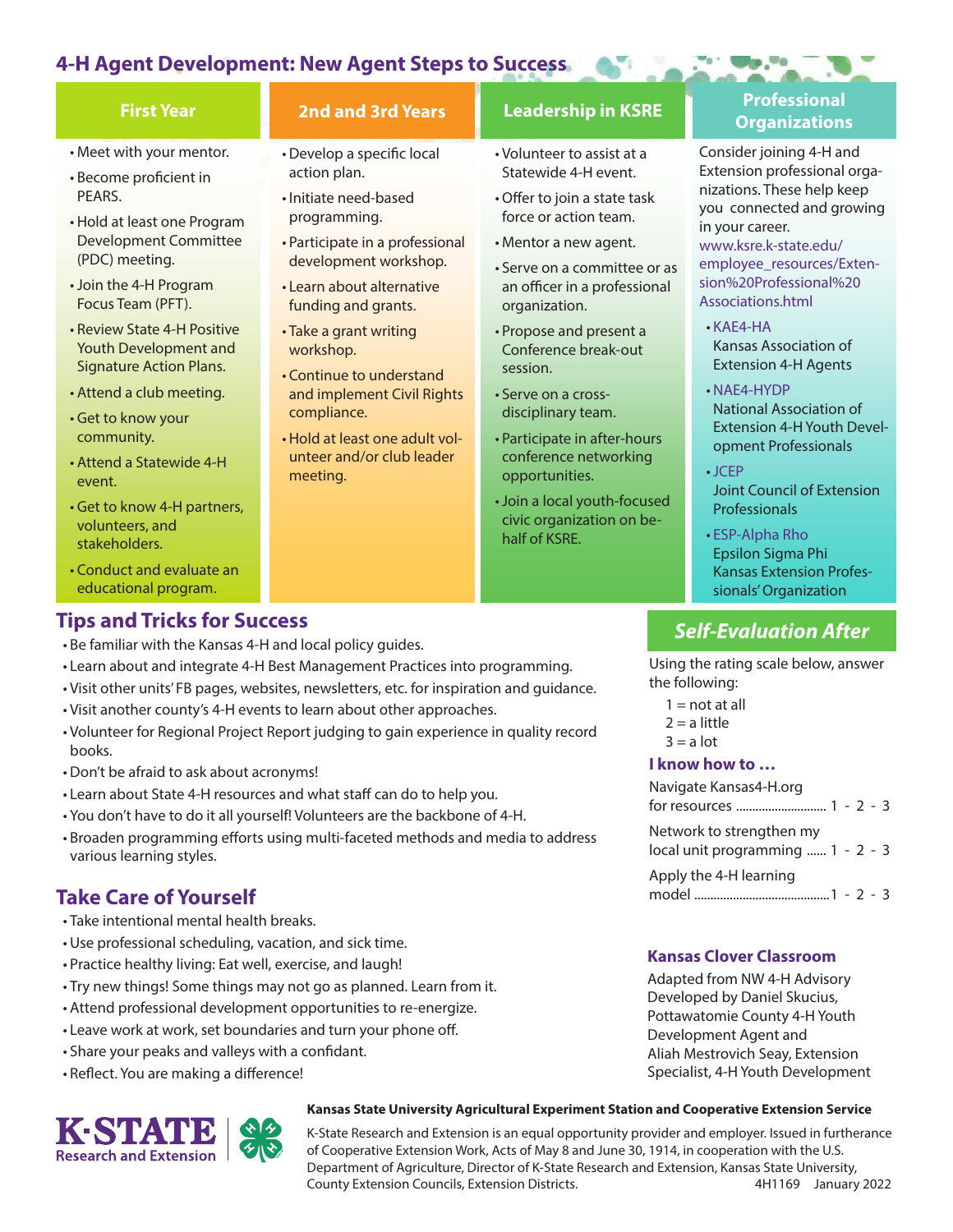## 4-H Agent Development: New Agent Steps to Success

### First Year

- Meet with your mentor.
- Become proficient in PEARS.
- Hold at least one Program Development Committee (PDC) meeting.
- Join the 4-H Program Focus Team (PFT).
- Review State 4-H Positive Youth Development and Signature Action Plans.
- Attend a club meeting.
- Get to know your community.
- Attend a Statewide 4-H event.
- Get to know 4-H partners, volunteers, and stakeholders.
- Conduct and evaluate an educational program.

### 2nd and 3rd Years

- Develop a specific local action plan.
- Initiate need-based programming.
- Participate in a professional development workshop.
- Learn about alternative funding and grants.
- Take a grant writing workshop.
- Continue to understand and implement Civil Rights compliance.
- Hold at least one adult volunteer and/or club leader meeting.

### Leadership in KSRE

- Volunteer to assist at a Statewide 4-H event.
- Offer to join a state task force or action team.
- Mentor a new agent.
- Serve on a committee or as an officer in a professional organization.
- Propose and present a Conference break-out session.
- Serve on a cross-disciplinary team.
- Participate in after-hours conference networking opportunities.
- Join a local youth-focused civic organization on behalf of KSRE.

### Professional Organizations

Consider joining 4-H and Extension professional organizations. These help keep you connected and growing in your career.
www.ksre.k-state.edu/employee_resources/Extension%20Professional%20Associations.html

- KAE4-HA
  Kansas Association of Extension 4-H Agents
- NAE4-HYDP
  National Association of Extension 4-H Youth Development Professionals
- JCEP
  Joint Council of Extension Professionals
- ESP-Alpha Rho
  Epsilon Sigma Phi Kansas Extension Professionals' Organization

## Tips and Tricks for Success

- Be familiar with the Kansas 4-H and local policy guides.
- Learn about and integrate 4-H Best Management Practices into programming.
- Visit other units' FB pages, websites, newsletters, etc. for inspiration and guidance.
- Visit another county's 4-H events to learn about other approaches.
- Volunteer for Regional Project Report judging to gain experience in quality record books.
- Don't be afraid to ask about acronyms!
- Learn about State 4-H resources and what staff can do to help you.
- You don't have to do it all yourself! Volunteers are the backbone of 4-H.
- Broaden programming efforts using multi-faceted methods and media to address various learning styles.

## Take Care of Yourself

- Take intentional mental health breaks.
- Use professional scheduling, vacation, and sick time.
- Practice healthy living: Eat well, exercise, and laugh!
- Try new things! Some things may not go as planned. Learn from it.
- Attend professional development opportunities to re-energize.
- Leave work at work, set boundaries and turn your phone off.
- Share your peaks and valleys with a confidant.
- Reflect. You are making a difference!

## *Self-Evaluation After*

Using the rating scale below, answer the following:

1 = not at all
2 = a little
3 = a lot

### I know how to …

Navigate Kansas4-H.org for resources ........................... 1 - 2 - 3

Network to strengthen my local unit programming ...... 1 - 2 - 3

Apply the 4-H learning model .........................................1 - 2 - 3

### Kansas Clover Classroom

Adapted from NW 4-H Advisory
Developed by Daniel Skucius, Pottawatomie County 4-H Youth Development Agent and
Aliah Mestrovich Seay, Extension Specialist, 4-H Youth Development

K·STATE Research and Extension

**Kansas State University Agricultural Experiment Station and Cooperative Extension Service**

K-State Research and Extension is an equal opportunity provider and employer. Issued in furtherance of Cooperative Extension Work, Acts of May 8 and June 30, 1914, in cooperation with the U.S. Department of Agriculture, Director of K-State Research and Extension, Kansas State University, County Extension Councils, Extension Districts. 4H1169 January 2022